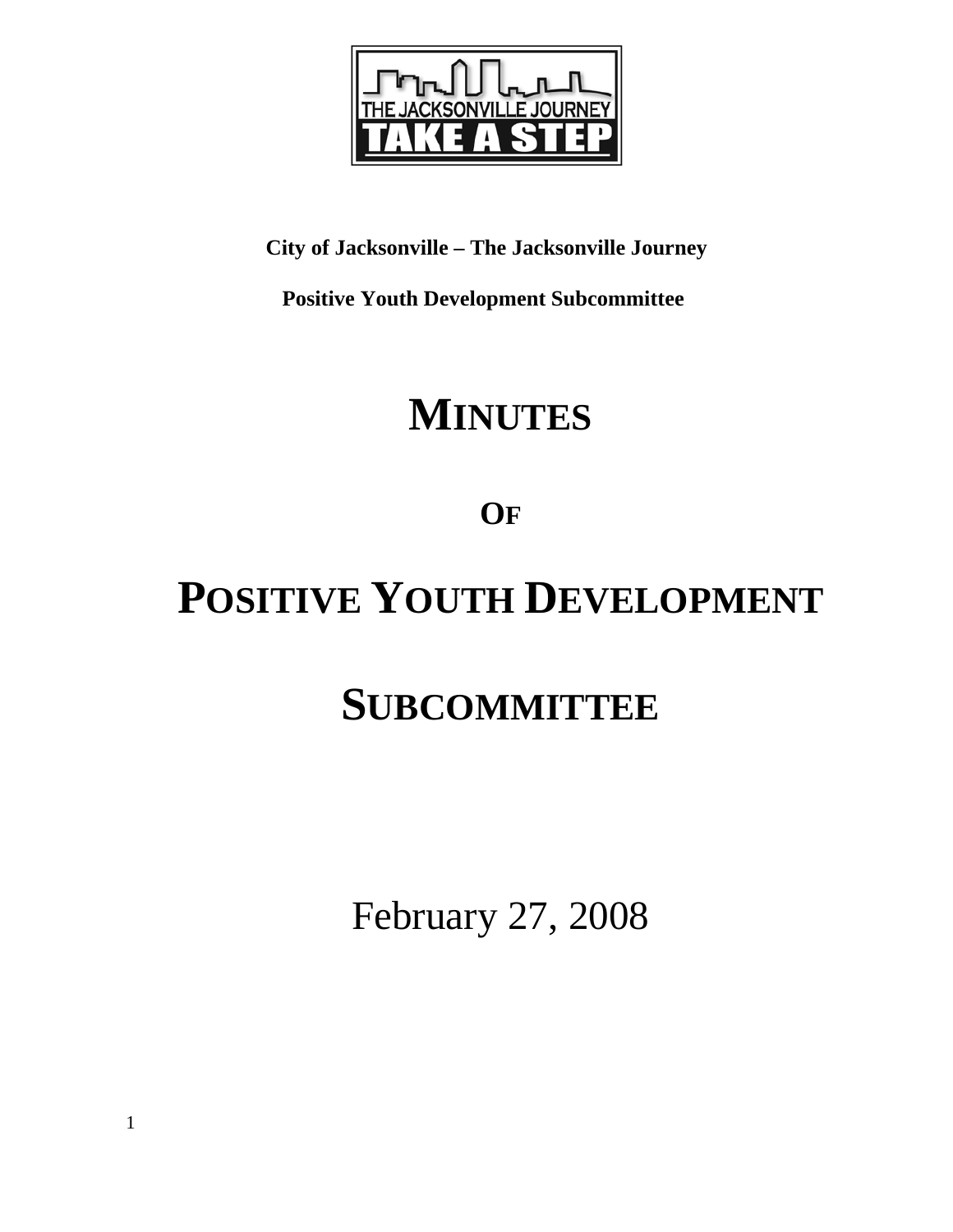**City of Jacksonville – The Jacksonville Journey**

**Positive Youth Development Subcommittee**

# MINUTES

# OF

# POSITIVE YOUTH DEVELOPMENT

# SUBCOMMITTEE

February 27, 2008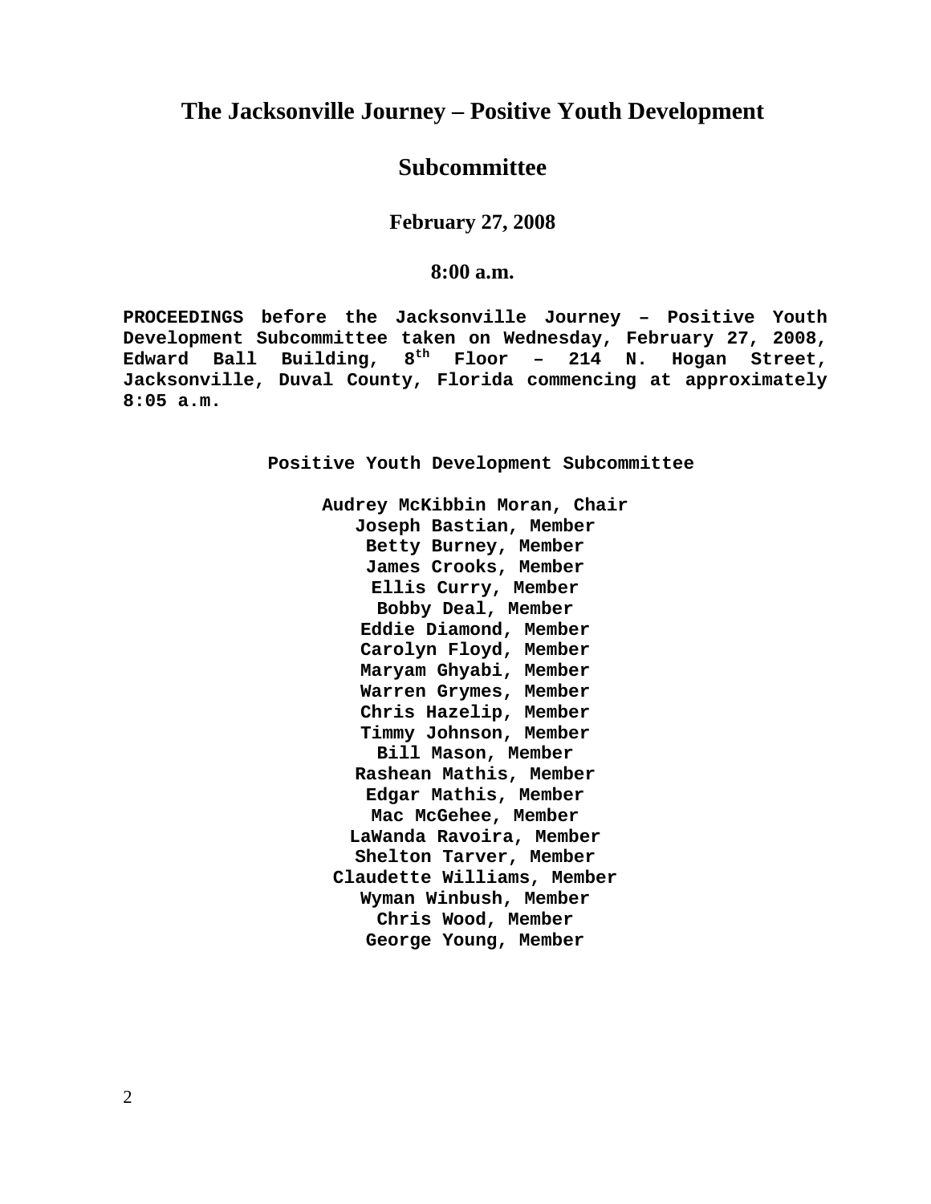# The Jacksonville Journey – Positive Youth Development

# Subcommittee

### February 27, 2008

### 8:00 a.m.

**PROCEEDINGS before the Jacksonville Journey – Positive Youth Development Subcommittee taken on Wednesday, February 27, 2008, Edward Ball Building, 8th Floor – 214 N. Hogan Street, Jacksonville, Duval County, Florida commencing at approximately 8:05 a.m.**

**Positive Youth Development Subcommittee**

**Audrey McKibbin Moran, Chair**
**Joseph Bastian, Member**
**Betty Burney, Member**
**James Crooks, Member**
**Ellis Curry, Member**
**Bobby Deal, Member**
**Eddie Diamond, Member**
**Carolyn Floyd, Member**
**Maryam Ghyabi, Member**
**Warren Grymes, Member**
**Chris Hazelip, Member**
**Timmy Johnson, Member**
**Bill Mason, Member**
**Rashean Mathis, Member**
**Edgar Mathis, Member**
**Mac McGehee, Member**
**LaWanda Ravoira, Member**
**Shelton Tarver, Member**
**Claudette Williams, Member**
**Wyman Winbush, Member**
**Chris Wood, Member**
**George Young, Member**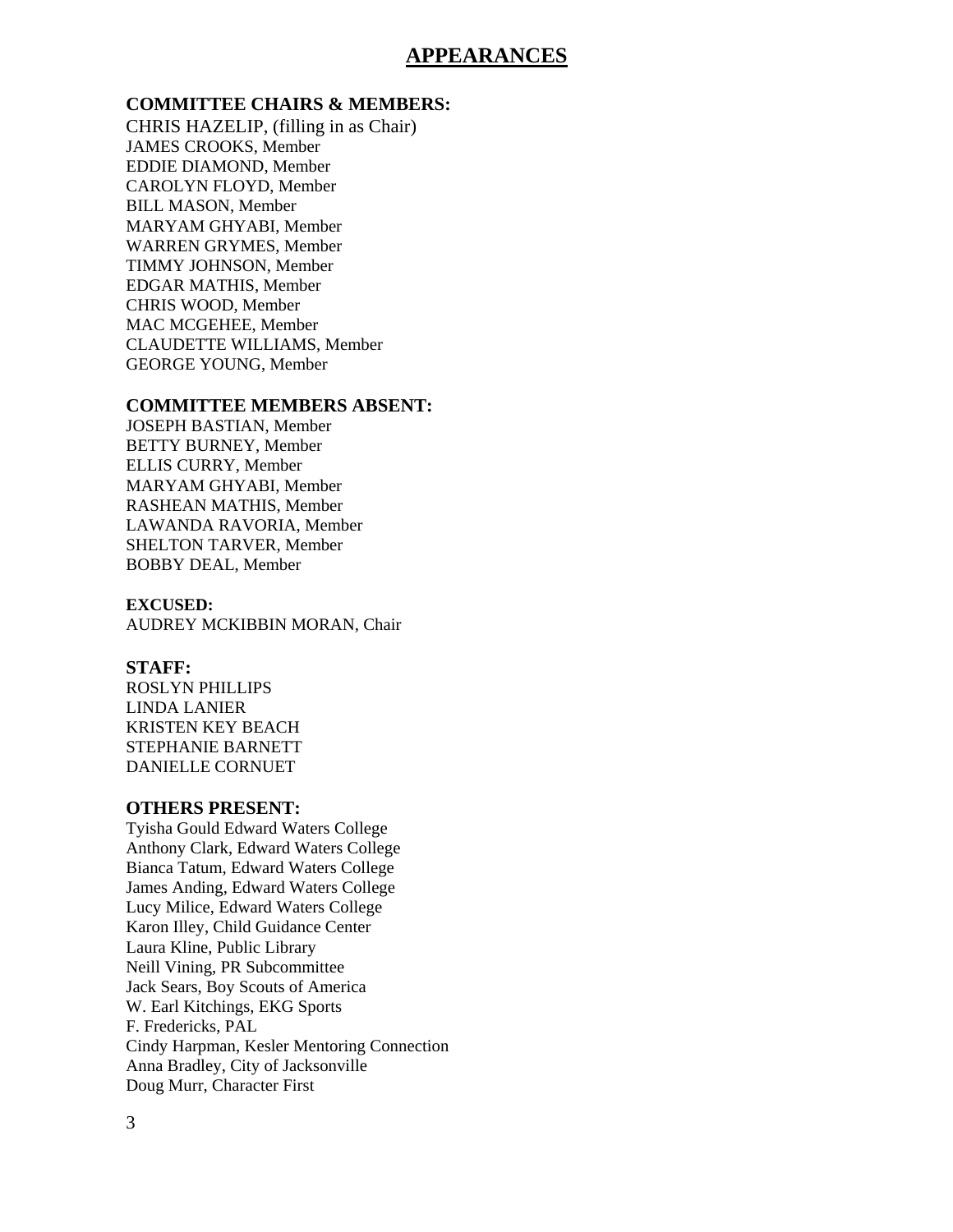# APPEARANCES

**COMMITTEE CHAIRS & MEMBERS:**

CHRIS HAZELIP, (filling in as Chair)
JAMES CROOKS, Member
EDDIE DIAMOND, Member
CAROLYN FLOYD, Member
BILL MASON, Member
MARYAM GHYABI, Member
WARREN GRYMES, Member
TIMMY JOHNSON, Member
EDGAR MATHIS, Member
CHRIS WOOD, Member
MAC MCGEHEE, Member
CLAUDETTE WILLIAMS, Member
GEORGE YOUNG, Member

**COMMITTEE MEMBERS ABSENT:**

JOSEPH BASTIAN, Member
BETTY BURNEY, Member
ELLIS CURRY, Member
MARYAM GHYABI, Member
RASHEAN MATHIS, Member
LAWANDA RAVORIA, Member
SHELTON TARVER, Member
BOBBY DEAL, Member

**EXCUSED:**

AUDREY MCKIBBIN MORAN, Chair

**STAFF:**

ROSLYN PHILLIPS
LINDA LANIER
KRISTEN KEY BEACH
STEPHANIE BARNETT
DANIELLE CORNUET

**OTHERS PRESENT:**

Tyisha Gould Edward Waters College
Anthony Clark, Edward Waters College
Bianca Tatum, Edward Waters College
James Anding, Edward Waters College
Lucy Milice, Edward Waters College
Karon Illey, Child Guidance Center
Laura Kline, Public Library
Neill Vining, PR Subcommittee
Jack Sears, Boy Scouts of America
W. Earl Kitchings, EKG Sports
F. Fredericks, PAL
Cindy Harpman, Kesler Mentoring Connection
Anna Bradley, City of Jacksonville
Doug Murr, Character First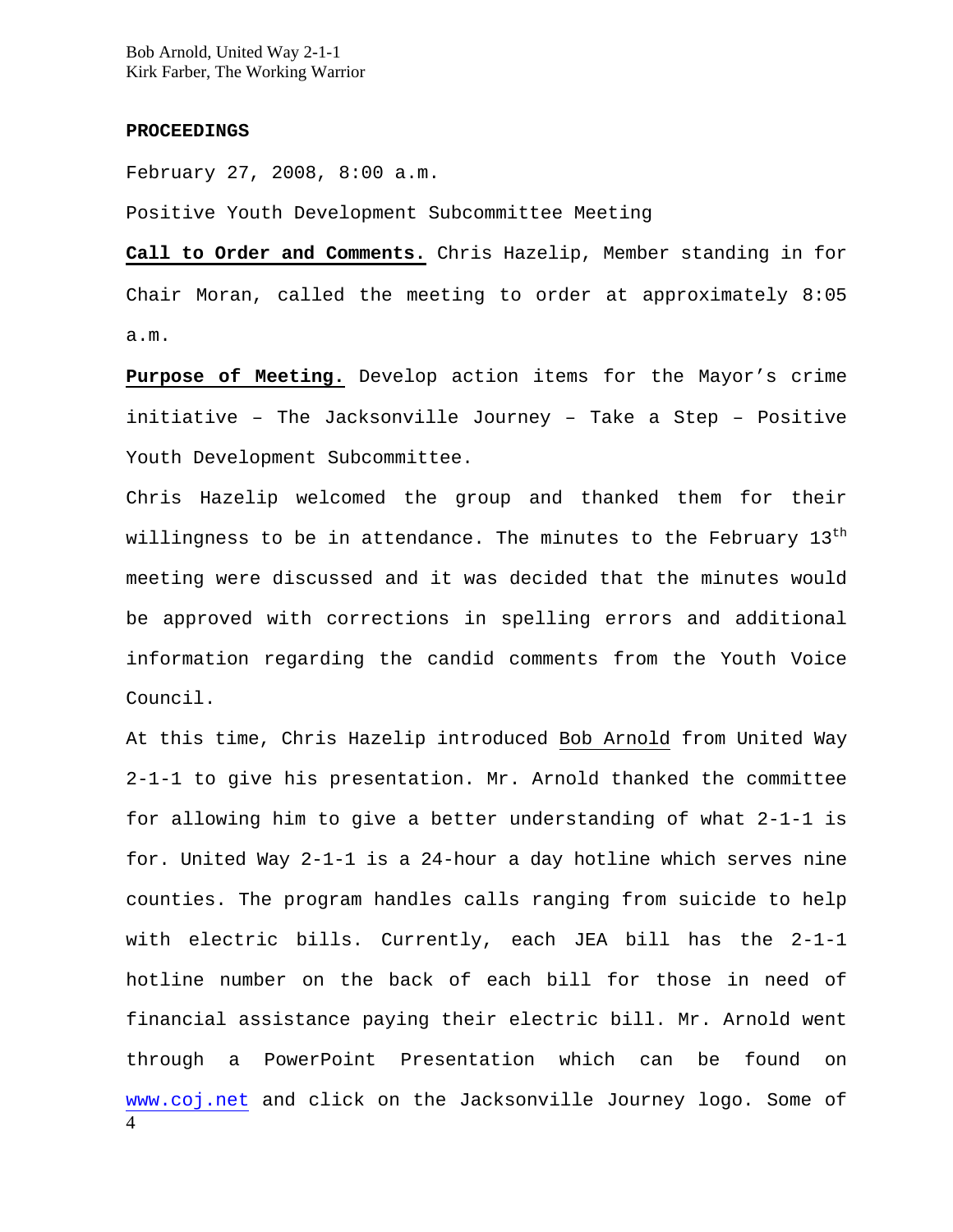Bob Arnold, United Way 2-1-1
Kirk Farber, The Working Warrior

**PROCEEDINGS**

February 27, 2008, 8:00 a.m.

Positive Youth Development Subcommittee Meeting

**Call to Order and Comments.** Chris Hazelip, Member standing in for Chair Moran, called the meeting to order at approximately 8:05 a.m.

**Purpose of Meeting.** Develop action items for the Mayor's crime initiative – The Jacksonville Journey – Take a Step – Positive Youth Development Subcommittee.

Chris Hazelip welcomed the group and thanked them for their willingness to be in attendance. The minutes to the February 13th meeting were discussed and it was decided that the minutes would be approved with corrections in spelling errors and additional information regarding the candid comments from the Youth Voice Council.

At this time, Chris Hazelip introduced Bob Arnold from United Way 2-1-1 to give his presentation. Mr. Arnold thanked the committee for allowing him to give a better understanding of what 2-1-1 is for. United Way 2-1-1 is a 24-hour a day hotline which serves nine counties. The program handles calls ranging from suicide to help with electric bills. Currently, each JEA bill has the 2-1-1 hotline number on the back of each bill for those in need of financial assistance paying their electric bill. Mr. Arnold went through a PowerPoint Presentation which can be found on www.coj.net and click on the Jacksonville Journey logo. Some of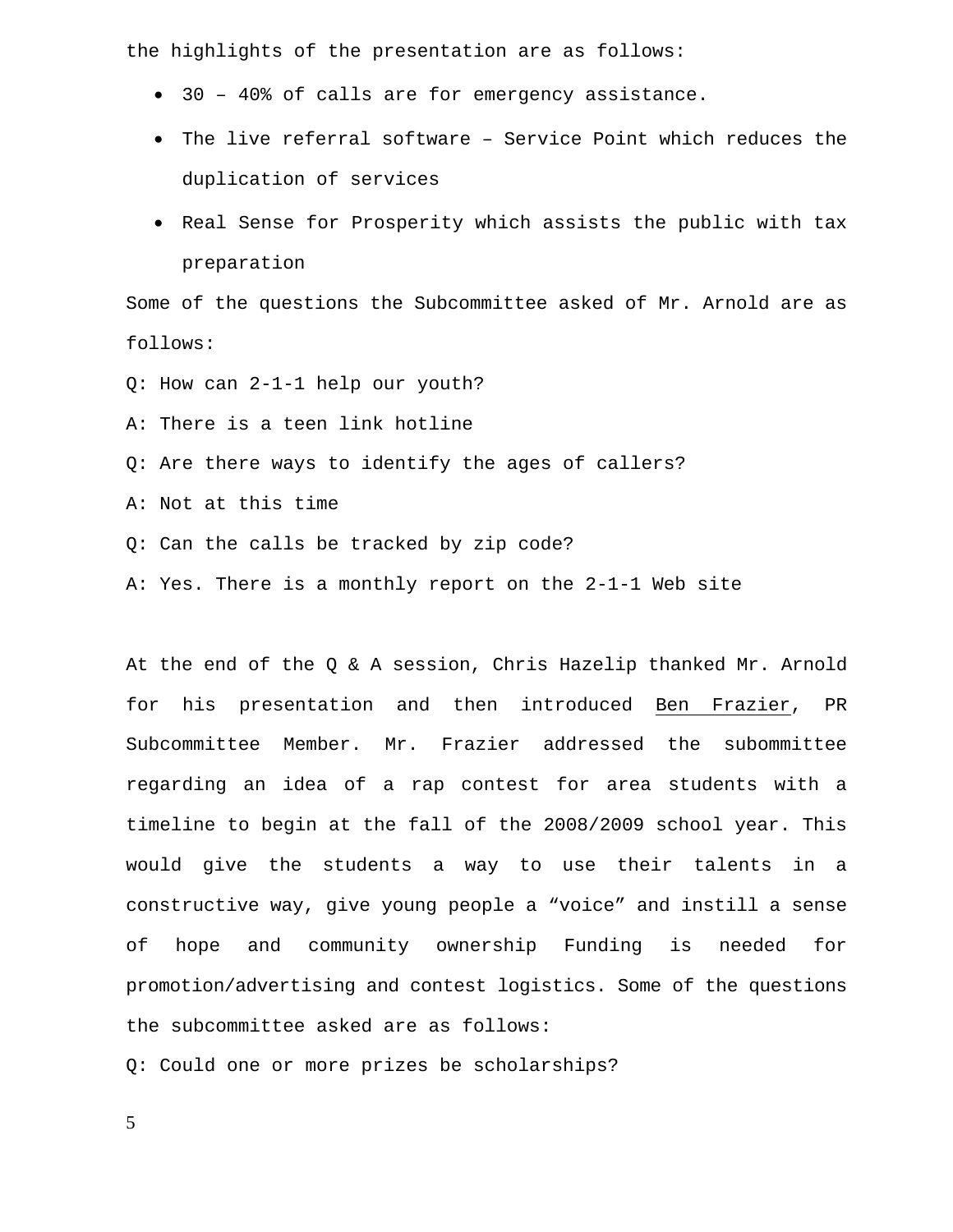the highlights of the presentation are as follows:

- 30 – 40% of calls are for emergency assistance.
- The live referral software – Service Point which reduces the duplication of services
- Real Sense for Prosperity which assists the public with tax preparation

Some of the questions the Subcommittee asked of Mr. Arnold are as follows:

Q: How can 2-1-1 help our youth?

A: There is a teen link hotline

Q: Are there ways to identify the ages of callers?

A: Not at this time

Q: Can the calls be tracked by zip code?

A: Yes. There is a monthly report on the 2-1-1 Web site

At the end of the Q & A session, Chris Hazelip thanked Mr. Arnold for his presentation and then introduced Ben Frazier, PR Subcommittee Member. Mr. Frazier addressed the subommittee regarding an idea of a rap contest for area students with a timeline to begin at the fall of the 2008/2009 school year. This would give the students a way to use their talents in a constructive way, give young people a “voice” and instill a sense of hope and community ownership Funding is needed for promotion/advertising and contest logistics. Some of the questions the subcommittee asked are as follows:

Q: Could one or more prizes be scholarships?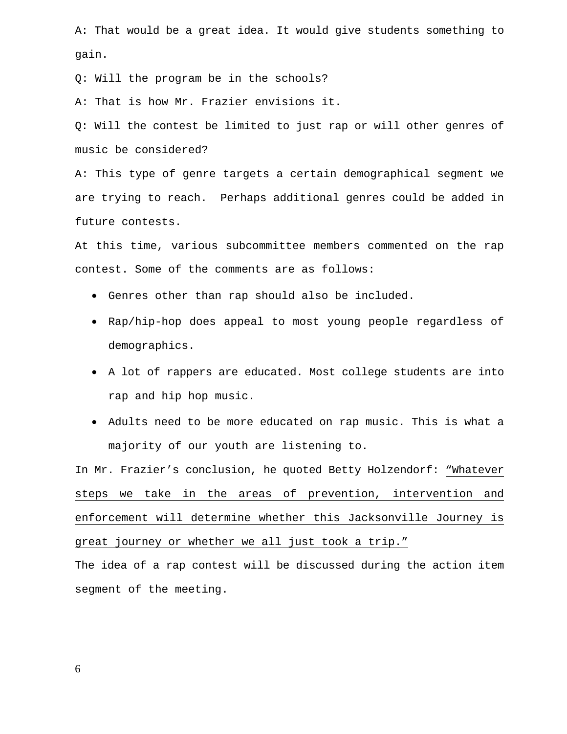A: That would be a great idea. It would give students something to gain.

Q: Will the program be in the schools?

A: That is how Mr. Frazier envisions it.

Q: Will the contest be limited to just rap or will other genres of music be considered?

A: This type of genre targets a certain demographical segment we are trying to reach. Perhaps additional genres could be added in future contests.

At this time, various subcommittee members commented on the rap contest. Some of the comments are as follows:

- Genres other than rap should also be included.
- Rap/hip-hop does appeal to most young people regardless of demographics.
- A lot of rappers are educated. Most college students are into rap and hip hop music.
- Adults need to be more educated on rap music. This is what a majority of our youth are listening to.

In Mr. Frazier's conclusion, he quoted Betty Holzendorf: <u>"Whatever steps we take in the areas of prevention, intervention and enforcement will determine whether this Jacksonville Journey is great journey or whether we all just took a trip."</u>

The idea of a rap contest will be discussed during the action item segment of the meeting.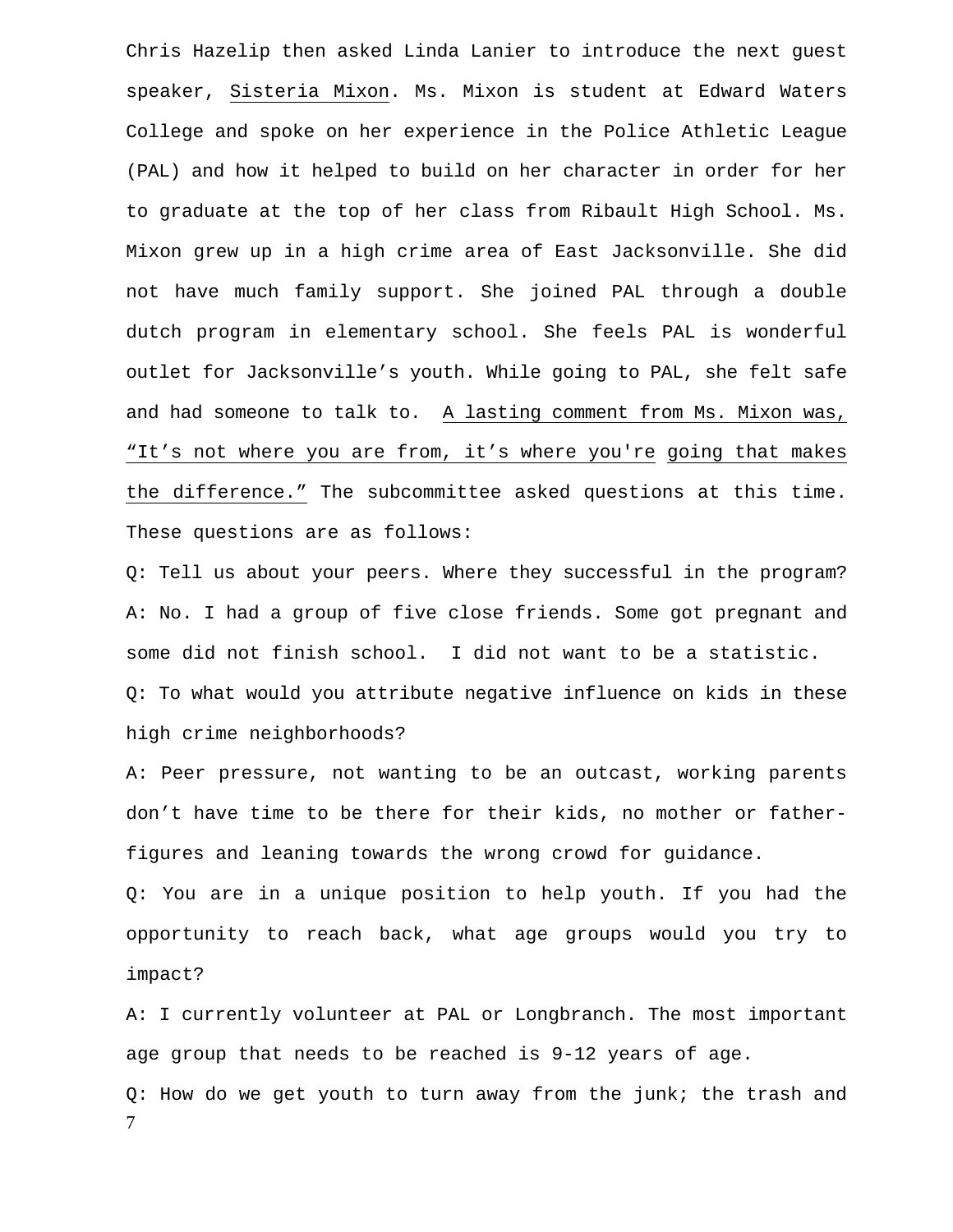Chris Hazelip then asked Linda Lanier to introduce the next guest speaker, Sisteria Mixon. Ms. Mixon is student at Edward Waters College and spoke on her experience in the Police Athletic League (PAL) and how it helped to build on her character in order for her to graduate at the top of her class from Ribault High School. Ms. Mixon grew up in a high crime area of East Jacksonville. She did not have much family support. She joined PAL through a double dutch program in elementary school. She feels PAL is wonderful outlet for Jacksonville's youth. While going to PAL, she felt safe and had someone to talk to. A lasting comment from Ms. Mixon was, "It's not where you are from, it's where you're going that makes the difference." The subcommittee asked questions at this time. These questions are as follows:

Q: Tell us about your peers. Where they successful in the program?
A: No. I had a group of five close friends. Some got pregnant and some did not finish school. I did not want to be a statistic.

Q: To what would you attribute negative influence on kids in these high crime neighborhoods?

A: Peer pressure, not wanting to be an outcast, working parents don't have time to be there for their kids, no mother or father-figures and leaning towards the wrong crowd for guidance.

Q: You are in a unique position to help youth. If you had the opportunity to reach back, what age groups would you try to impact?

A: I currently volunteer at PAL or Longbranch. The most important age group that needs to be reached is 9-12 years of age.

Q: How do we get youth to turn away from the junk; the trash and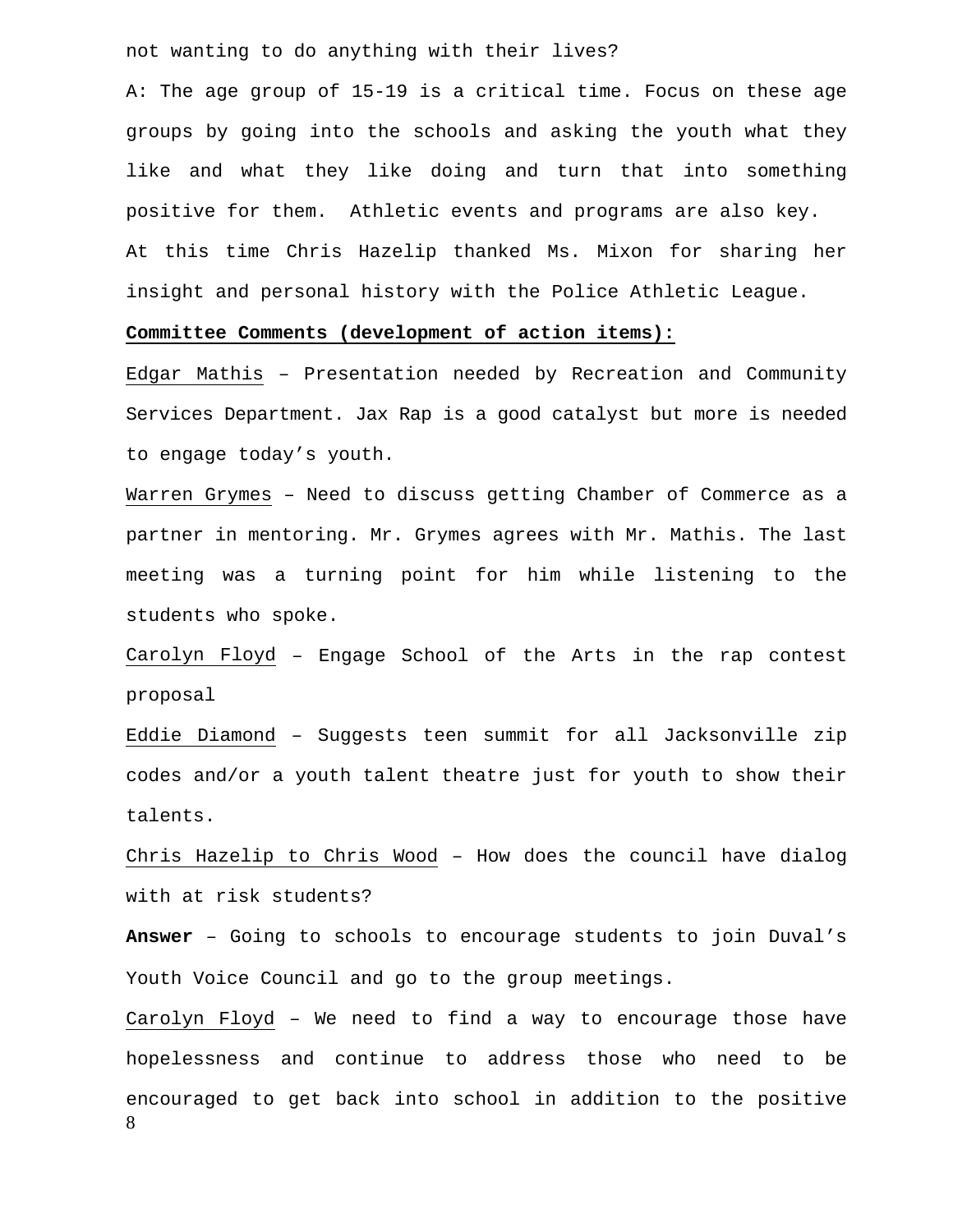not wanting to do anything with their lives?

A: The age group of 15-19 is a critical time. Focus on these age groups by going into the schools and asking the youth what they like and what they like doing and turn that into something positive for them. Athletic events and programs are also key.

At this time Chris Hazelip thanked Ms. Mixon for sharing her insight and personal history with the Police Athletic League.

**Committee Comments (development of action items):**

Edgar Mathis – Presentation needed by Recreation and Community Services Department. Jax Rap is a good catalyst but more is needed to engage today's youth.

Warren Grymes – Need to discuss getting Chamber of Commerce as a partner in mentoring. Mr. Grymes agrees with Mr. Mathis. The last meeting was a turning point for him while listening to the students who spoke.

Carolyn Floyd – Engage School of the Arts in the rap contest proposal

Eddie Diamond – Suggests teen summit for all Jacksonville zip codes and/or a youth talent theatre just for youth to show their talents.

Chris Hazelip to Chris Wood – How does the council have dialog with at risk students?

**Answer** – Going to schools to encourage students to join Duval's Youth Voice Council and go to the group meetings.

Carolyn Floyd – We need to find a way to encourage those have hopelessness and continue to address those who need to be encouraged to get back into school in addition to the positive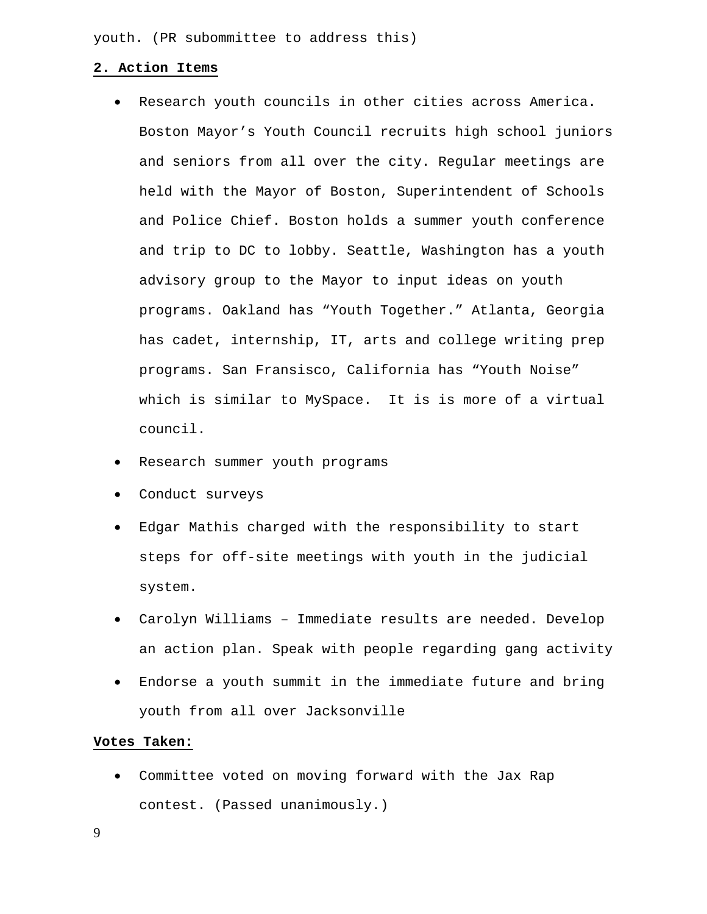youth. (PR subommittee to address this)

**2. Action Items**

- Research youth councils in other cities across America. Boston Mayor's Youth Council recruits high school juniors and seniors from all over the city. Regular meetings are held with the Mayor of Boston, Superintendent of Schools and Police Chief. Boston holds a summer youth conference and trip to DC to lobby. Seattle, Washington has a youth advisory group to the Mayor to input ideas on youth programs. Oakland has "Youth Together." Atlanta, Georgia has cadet, internship, IT, arts and college writing prep programs. San Fransisco, California has "Youth Noise" which is similar to MySpace.  It is is more of a virtual council.
- Research summer youth programs
- Conduct surveys
- Edgar Mathis charged with the responsibility to start steps for off-site meetings with youth in the judicial system.
- Carolyn Williams – Immediate results are needed. Develop an action plan. Speak with people regarding gang activity
- Endorse a youth summit in the immediate future and bring youth from all over Jacksonville

**Votes Taken:**

- Committee voted on moving forward with the Jax Rap contest. (Passed unanimously.)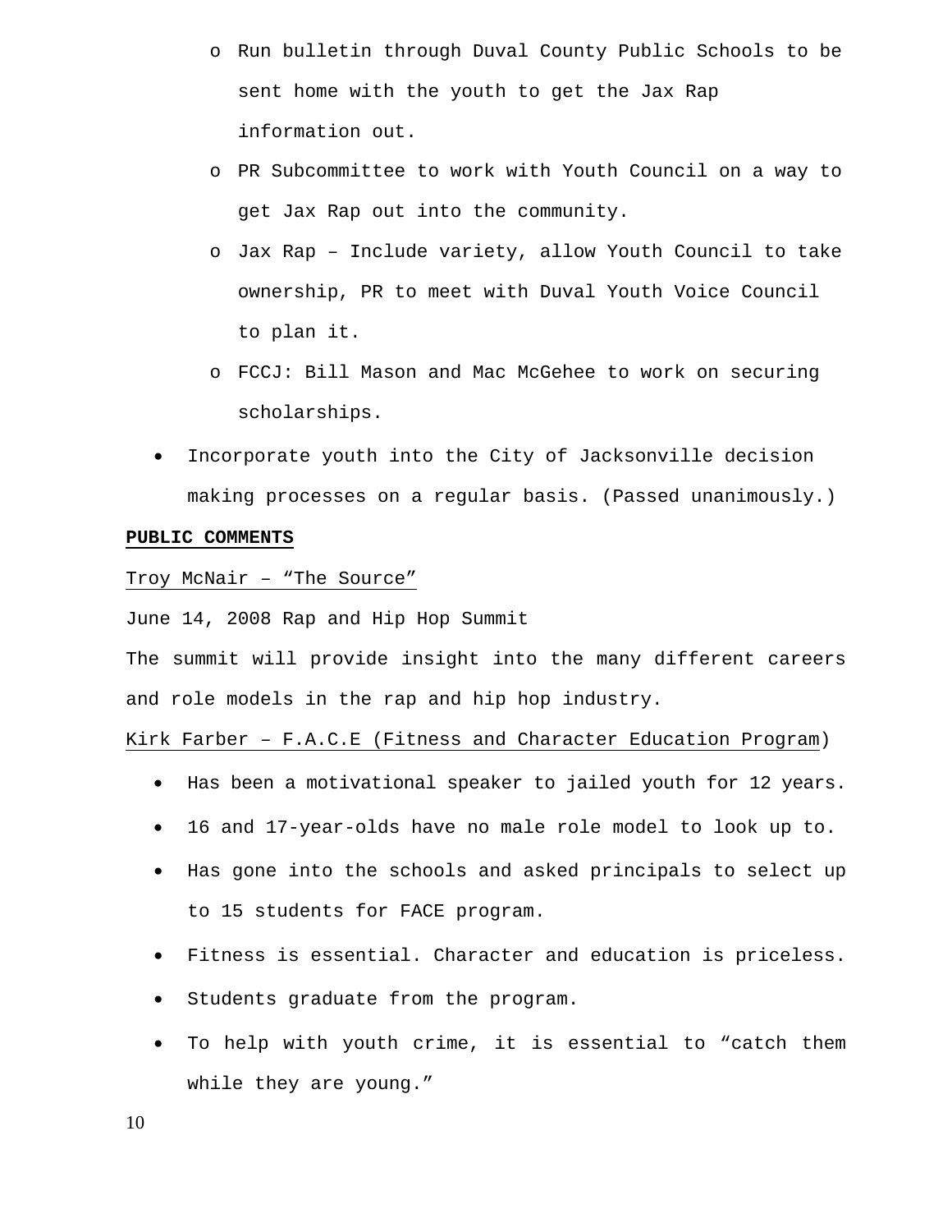- Run bulletin through Duval County Public Schools to be sent home with the youth to get the Jax Rap information out.
  - PR Subcommittee to work with Youth Council on a way to get Jax Rap out into the community.
  - Jax Rap – Include variety, allow Youth Council to take ownership, PR to meet with Duval Youth Voice Council to plan it.
  - FCCJ: Bill Mason and Mac McGehee to work on securing scholarships.

- Incorporate youth into the City of Jacksonville decision making processes on a regular basis. (Passed unanimously.)

**PUBLIC COMMENTS**

Troy McNair – "The Source"

June 14, 2008 Rap and Hip Hop Summit

The summit will provide insight into the many different careers and role models in the rap and hip hop industry.

Kirk Farber – F.A.C.E (Fitness and Character Education Program)

- Has been a motivational speaker to jailed youth for 12 years.
- 16 and 17-year-olds have no male role model to look up to.
- Has gone into the schools and asked principals to select up to 15 students for FACE program.
- Fitness is essential. Character and education is priceless.
- Students graduate from the program.
- To help with youth crime, it is essential to "catch them while they are young."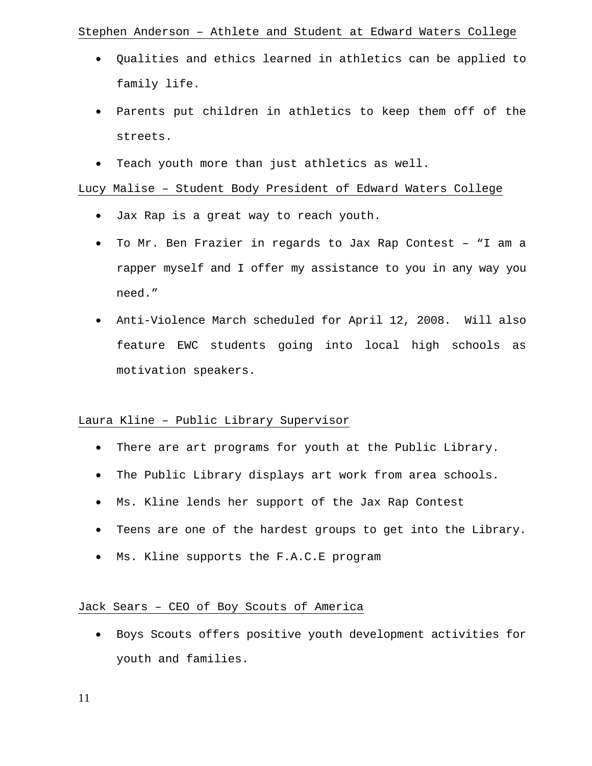<u>Stephen Anderson – Athlete and Student at Edward Waters College</u>

- Qualities and ethics learned in athletics can be applied to family life.
- Parents put children in athletics to keep them off of the streets.
- Teach youth more than just athletics as well.

<u>Lucy Malise – Student Body President of Edward Waters College</u>

- Jax Rap is a great way to reach youth.
- To Mr. Ben Frazier in regards to Jax Rap Contest – "I am a rapper myself and I offer my assistance to you in any way you need."
- Anti-Violence March scheduled for April 12, 2008. Will also feature EWC students going into local high schools as motivation speakers.

<u>Laura Kline – Public Library Supervisor</u>

- There are art programs for youth at the Public Library.
- The Public Library displays art work from area schools.
- Ms. Kline lends her support of the Jax Rap Contest
- Teens are one of the hardest groups to get into the Library.
- Ms. Kline supports the F.A.C.E program

<u>Jack Sears – CEO of Boy Scouts of America</u>

- Boys Scouts offers positive youth development activities for youth and families.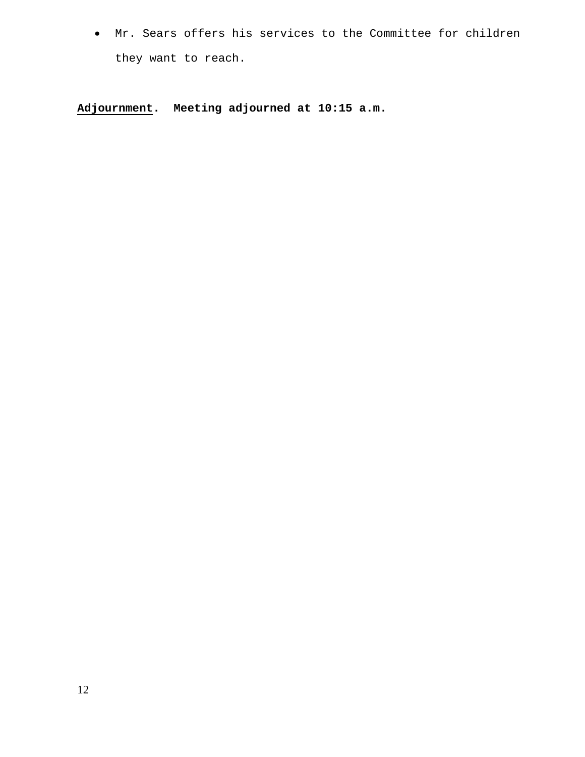- Mr. Sears offers his services to the Committee for children they want to reach.

**Adjournment. Meeting adjourned at 10:15 a.m.**